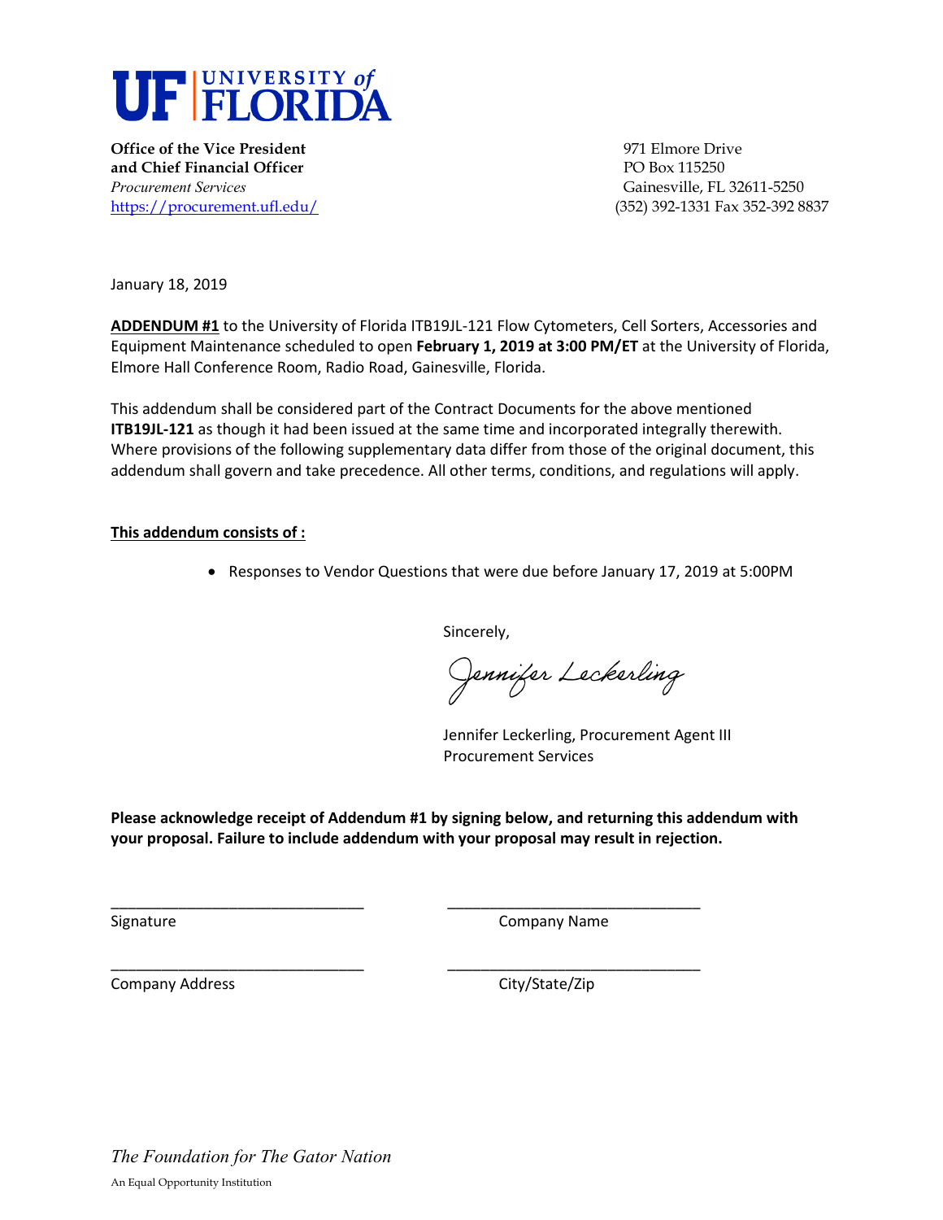# UF | UNIVERSITY of FLORIDA

**Office of the Vice President**
**and Chief Financial Officer**
*Procurement Services*
https://procurement.ufl.edu/

971 Elmore Drive
PO Box 115250
Gainesville, FL 32611-5250
(352) 392-1331 Fax 352-392 8837

January 18, 2019

**ADDENDUM #1** to the University of Florida ITB19JL-121 Flow Cytometers, Cell Sorters, Accessories and Equipment Maintenance scheduled to open **February 1, 2019 at 3:00 PM/ET** at the University of Florida, Elmore Hall Conference Room, Radio Road, Gainesville, Florida.

This addendum shall be considered part of the Contract Documents for the above mentioned **ITB19JL-121** as though it had been issued at the same time and incorporated integrally therewith. Where provisions of the following supplementary data differ from those of the original document, this addendum shall govern and take precedence. All other terms, conditions, and regulations will apply.

**This addendum consists of :**

- Responses to Vendor Questions that were due before January 17, 2019 at 5:00PM

Sincerely,

*Jennifer Leckerling*

Jennifer Leckerling, Procurement Agent III
Procurement Services

**Please acknowledge receipt of Addendum #1 by signing below, and returning this addendum with your proposal. Failure to include addendum with your proposal may result in rejection.**

______________________________ ______________________________
Signature Company Name

______________________________ ______________________________
Company Address City/State/Zip

*The Foundation for The Gator Nation*

An Equal Opportunity Institution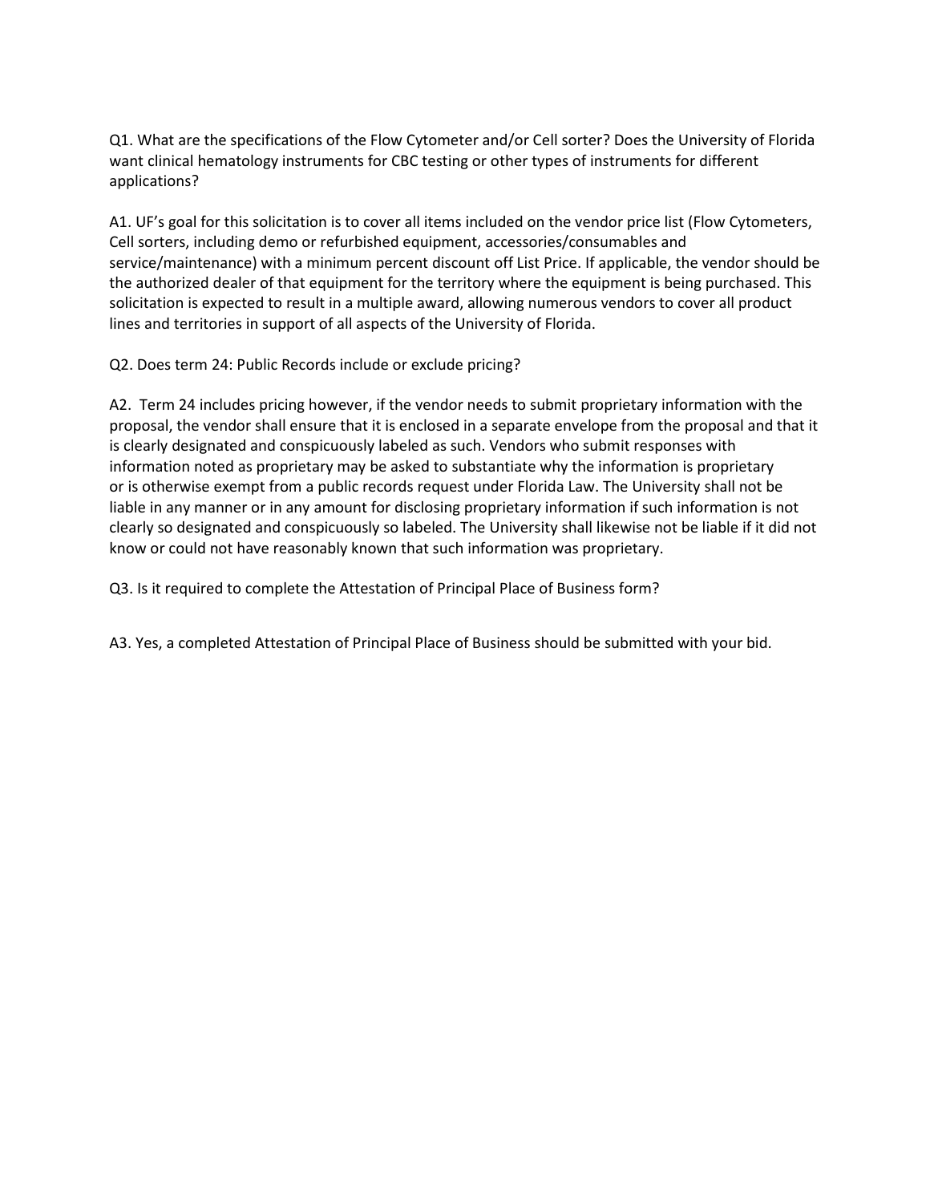Q1. What are the specifications of the Flow Cytometer and/or Cell sorter? Does the University of Florida want clinical hematology instruments for CBC testing or other types of instruments for different applications?

A1. UF's goal for this solicitation is to cover all items included on the vendor price list (Flow Cytometers, Cell sorters, including demo or refurbished equipment, accessories/consumables and service/maintenance) with a minimum percent discount off List Price. If applicable, the vendor should be the authorized dealer of that equipment for the territory where the equipment is being purchased. This solicitation is expected to result in a multiple award, allowing numerous vendors to cover all product lines and territories in support of all aspects of the University of Florida.

Q2. Does term 24: Public Records include or exclude pricing?

A2. Term 24 includes pricing however, if the vendor needs to submit proprietary information with the proposal, the vendor shall ensure that it is enclosed in a separate envelope from the proposal and that it is clearly designated and conspicuously labeled as such. Vendors who submit responses with information noted as proprietary may be asked to substantiate why the information is proprietary or is otherwise exempt from a public records request under Florida Law. The University shall not be liable in any manner or in any amount for disclosing proprietary information if such information is not clearly so designated and conspicuously so labeled. The University shall likewise not be liable if it did not know or could not have reasonably known that such information was proprietary.

Q3. Is it required to complete the Attestation of Principal Place of Business form?

A3. Yes, a completed Attestation of Principal Place of Business should be submitted with your bid.